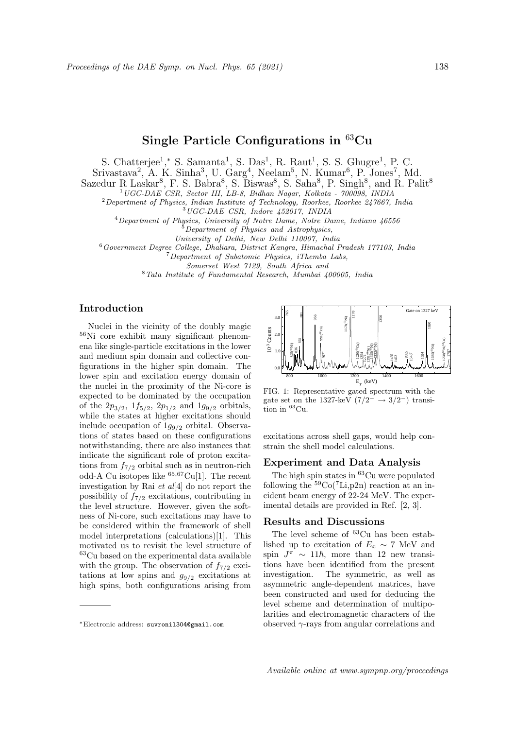# Single Particle Configurations in $^{63}$Cu

S. Chatterjee[1],* S. Samanta[1], S. Das[1], R. Raut[1], S. S. Ghugre[1], P. C. Srivastava[2], A. K. Sinha[3], U. Garg[4], Neelam[5], N. Kumar[6], P. Jones[7], Md. Sazedur R Laskar[8], F. S. Babra[8], S. Biswas[8], S. Saha[8], P. Singh[8], and R. Palit[8]

[1] *UGC-DAE CSR, Sector III, LB-8, Bidhan Nagar, Kolkata - 700098, INDIA*
[2] *Department of Physics, Indian Institute of Technology, Roorkee, Roorkee 247667, India*
[3] *UGC-DAE CSR, Indore 452017, INDIA*
[4] *Department of Physics, University of Notre Dame, Notre Dame, Indiana 46556*
[5] *Department of Physics and Astrophysics, University of Delhi, New Delhi 110007, India*
[6] *Government Degree College, Dhaliara, District Kangra, Himachal Pradesh 177103, India*
[7] *Department of Subatomic Physics, iThemba Labs, Somerset West 7129, South Africa and*
[8] *Tata Institute of Fundamental Research, Mumbai 400005, India*

## Introduction

Nuclei in the vicinity of the doubly magic $^{56}$Ni core exhibit many significant phenomena like single-particle excitations in the lower and medium spin domain and collective configurations in the higher spin domain. The lower spin and excitation energy domain of the nuclei in the proximity of the Ni-core is expected to be dominated by the occupation of the $2p_{3/2}$, $1f_{5/2}$, $2p_{1/2}$ and $1g_{9/2}$ orbitals, while the states at higher excitations should include occupation of $1g_{9/2}$ orbital. Observations of states based on these configurations notwithstanding, there are also instances that indicate the significant role of proton excitations from $f_{7/2}$ orbital such as in neutron-rich odd-A Cu isotopes like $^{65,67}$Cu[1]. The recent investigation by Rai *et al*[4] do not report the possibility of $f_{7/2}$ excitations, contributing in the level structure. However, given the softness of Ni-core, such excitations may have to be considered within the framework of shell model interpretations (calculations)[1]. This motivated us to revisit the level structure of $^{63}$Cu based on the experimental data available with the group. The observation of $f_{7/2}$ excitations at low spins and $g_{9/2}$ excitations at high spins, both configurations arising from excitations across shell gaps, would help constrain the shell model calculations.

FIG. 1: Representative gated spectrum with the gate set on the 1327-keV ($7/2^- \rightarrow 3/2^-$) transition in $^{63}$Cu.

## Experiment and Data Analysis

The high spin states in $^{63}$Cu were populated following the $^{59}$Co($^7$Li,p2n) reaction at an incident beam energy of 22-24 MeV. The experimental details are provided in Ref. [2, 3].

## Results and Discussions

The level scheme of $^{63}$Cu has been established up to excitation of $E_x \sim 7$ MeV and spin $J^\pi \sim 11\hbar$, more than 12 new transitions have been identified from the present investigation. The symmetric, as well as asymmetric angle-dependent matrices, have been constructed and used for deducing the level scheme and determination of multipolarities and electromagnetic characters of the observed $\gamma$-rays from angular correlations and

*Electronic address: suvronil304@gmail.com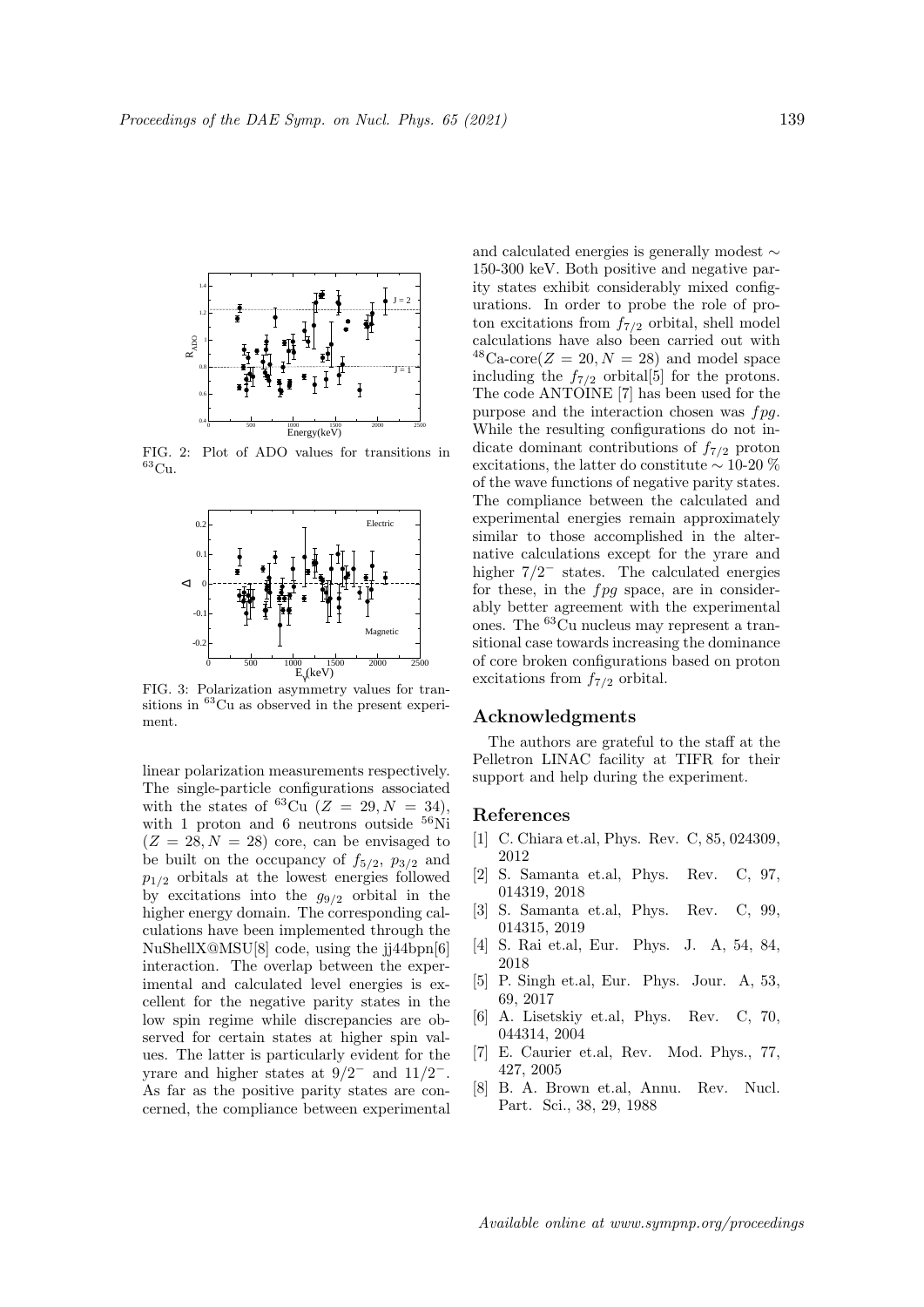1.4
1.2
1
0.8
0.6
0.4
0
500
1000
1500
2000
2500
J = 2
J = 1
$R_{ADO}$
Energy(keV)

FIG. 2: Plot of ADO values for transitions in $^{63}$Cu.

0.2
0.1
0
-0.1
-0.2
0
500
1000
1500
2000
2500
Electric
Magnetic
$\Delta$
$E_\gamma$(keV)

FIG. 3: Polarization asymmetry values for transitions in $^{63}$Cu as observed in the present experiment.

linear polarization measurements respectively. The single-particle configurations associated with the states of $^{63}$Cu ($Z = 29, N = 34$), with 1 proton and 6 neutrons outside $^{56}$Ni ($Z = 28, N = 28$) core, can be envisaged to be built on the occupancy of $f_{5/2}$, $p_{3/2}$ and $p_{1/2}$ orbitals at the lowest energies followed by excitations into the $g_{9/2}$ orbital in the higher energy domain. The corresponding calculations have been implemented through the NuShellX@MSU[8] code, using the jj44bpn[6] interaction. The overlap between the experimental and calculated level energies is excellent for the negative parity states in the low spin regime while discrepancies are observed for certain states at higher spin values. The latter is particularly evident for the yrare and higher states at $9/2^-$ and $11/2^-$. As far as the positive parity states are concerned, the compliance between experimental and calculated energies is generally modest $\sim$ 150-300 keV. Both positive and negative parity states exhibit considerably mixed configurations. In order to probe the role of proton excitations from $f_{7/2}$ orbital, shell model calculations have also been carried out with $^{48}$Ca-core($Z = 20, N = 28$) and model space including the $f_{7/2}$ orbital[5] for the protons. The code ANTOINE [7] has been used for the purpose and the interaction chosen was *fpg*. While the resulting configurations do not indicate dominant contributions of $f_{7/2}$ proton excitations, the latter do constitute $\sim$ 10-20 % of the wave functions of negative parity states. The compliance between the calculated and experimental energies remain approximately similar to those accomplished in the alternative calculations except for the yrare and higher $7/2^-$ states. The calculated energies for these, in the *fpg* space, are in considerably better agreement with the experimental ones. The $^{63}$Cu nucleus may represent a transitional case towards increasing the dominance of core broken configurations based on proton excitations from $f_{7/2}$ orbital.

## Acknowledgments

The authors are grateful to the staff at the Pelletron LINAC facility at TIFR for their support and help during the experiment.

## References

[1] C. Chiara et.al, Phys. Rev. C, 85, 024309, 2012

[2] S. Samanta et.al, Phys. Rev. C, 97, 014319, 2018

[3] S. Samanta et.al, Phys. Rev. C, 99, 014315, 2019

[4] S. Rai et.al, Eur. Phys. J. A, 54, 84, 2018

[5] P. Singh et.al, Eur. Phys. Jour. A, 53, 69, 2017

[6] A. Lisetskiy et.al, Phys. Rev. C, 70, 044314, 2004

[7] E. Caurier et.al, Rev. Mod. Phys., 77, 427, 2005

[8] B. A. Brown et.al, Annu. Rev. Nucl. Part. Sci., 38, 29, 1988